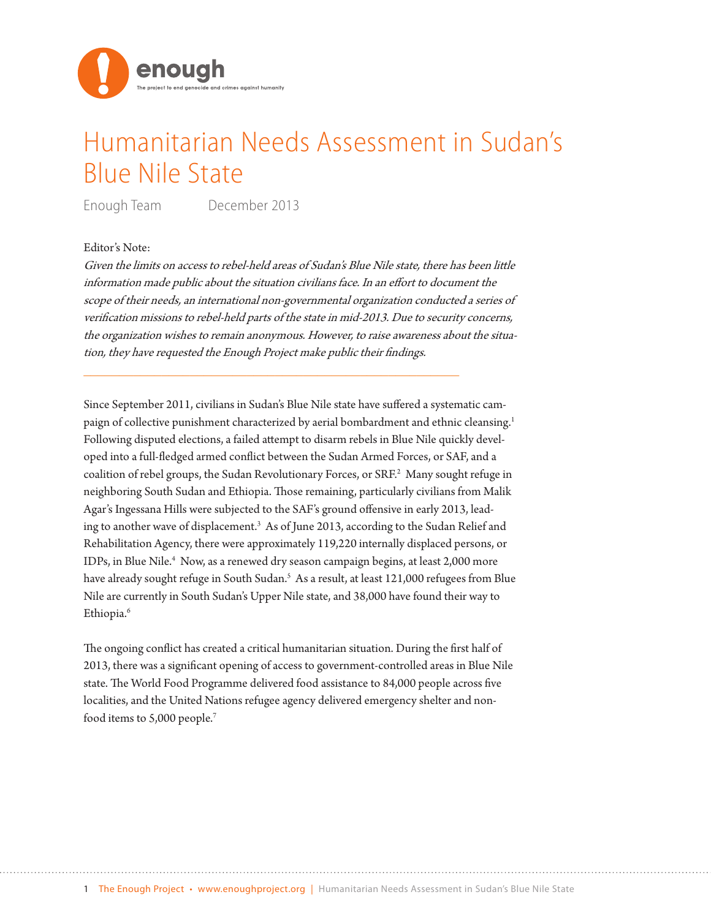# Humanitarian Needs Assessment in Sudan's Blue Nile State

Enough Team     December 2013

Editor's Note:

*Given the limits on access to rebel-held areas of Sudan's Blue Nile state, there has been little information made public about the situation civilians face. In an effort to document the scope of their needs, an international non-governmental organization conducted a series of verification missions to rebel-held parts of the state in mid-2013. Due to security concerns, the organization wishes to remain anonymous. However, to raise awareness about the situation, they have requested the Enough Project make public their findings.*

---

Since September 2011, civilians in Sudan's Blue Nile state have suffered a systematic campaign of collective punishment characterized by aerial bombardment and ethnic cleansing.[1] Following disputed elections, a failed attempt to disarm rebels in Blue Nile quickly developed into a full-fledged armed conflict between the Sudan Armed Forces, or SAF, and a coalition of rebel groups, the Sudan Revolutionary Forces, or SRF.[2] Many sought refuge in neighboring South Sudan and Ethiopia. Those remaining, particularly civilians from Malik Agar's Ingessana Hills were subjected to the SAF's ground offensive in early 2013, leading to another wave of displacement.[3] As of June 2013, according to the Sudan Relief and Rehabilitation Agency, there were approximately 119,220 internally displaced persons, or IDPs, in Blue Nile.[4] Now, as a renewed dry season campaign begins, at least 2,000 more have already sought refuge in South Sudan.[5] As a result, at least 121,000 refugees from Blue Nile are currently in South Sudan's Upper Nile state, and 38,000 have found their way to Ethiopia.[6]

The ongoing conflict has created a critical humanitarian situation. During the first half of 2013, there was a significant opening of access to government-controlled areas in Blue Nile state. The World Food Programme delivered food assistance to 84,000 people across five localities, and the United Nations refugee agency delivered emergency shelter and non-food items to 5,000 people.[7]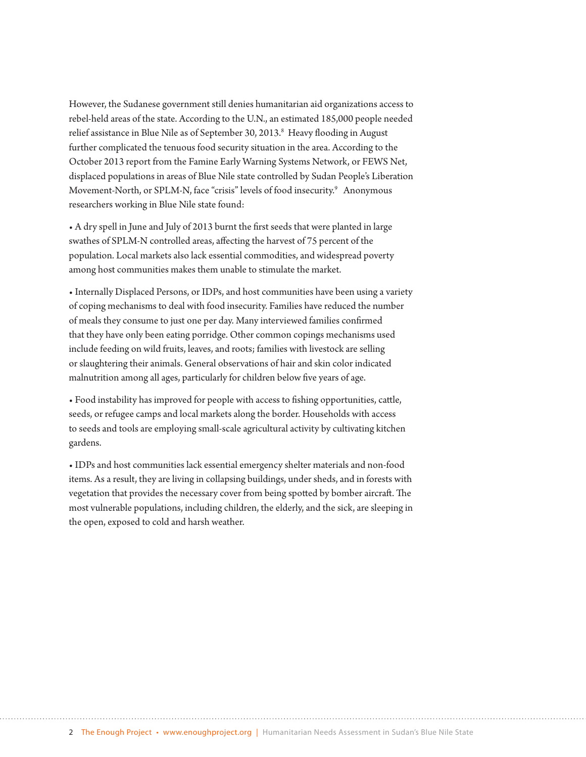However, the Sudanese government still denies humanitarian aid organizations access to rebel-held areas of the state. According to the U.N., an estimated 185,000 people needed relief assistance in Blue Nile as of September 30, 2013.[8] Heavy flooding in August further complicated the tenuous food security situation in the area. According to the October 2013 report from the Famine Early Warning Systems Network, or FEWS Net, displaced populations in areas of Blue Nile state controlled by Sudan People's Liberation Movement-North, or SPLM-N, face "crisis" levels of food insecurity.[9] Anonymous researchers working in Blue Nile state found:

- A dry spell in June and July of 2013 burnt the first seeds that were planted in large swathes of SPLM-N controlled areas, affecting the harvest of 75 percent of the population. Local markets also lack essential commodities, and widespread poverty among host communities makes them unable to stimulate the market.

- Internally Displaced Persons, or IDPs, and host communities have been using a variety of coping mechanisms to deal with food insecurity. Families have reduced the number of meals they consume to just one per day. Many interviewed families confirmed that they have only been eating porridge. Other common copings mechanisms used include feeding on wild fruits, leaves, and roots; families with livestock are selling or slaughtering their animals. General observations of hair and skin color indicated malnutrition among all ages, particularly for children below five years of age.

- Food instability has improved for people with access to fishing opportunities, cattle, seeds, or refugee camps and local markets along the border. Households with access to seeds and tools are employing small-scale agricultural activity by cultivating kitchen gardens.

- IDPs and host communities lack essential emergency shelter materials and non-food items. As a result, they are living in collapsing buildings, under sheds, and in forests with vegetation that provides the necessary cover from being spotted by bomber aircraft. The most vulnerable populations, including children, the elderly, and the sick, are sleeping in the open, exposed to cold and harsh weather.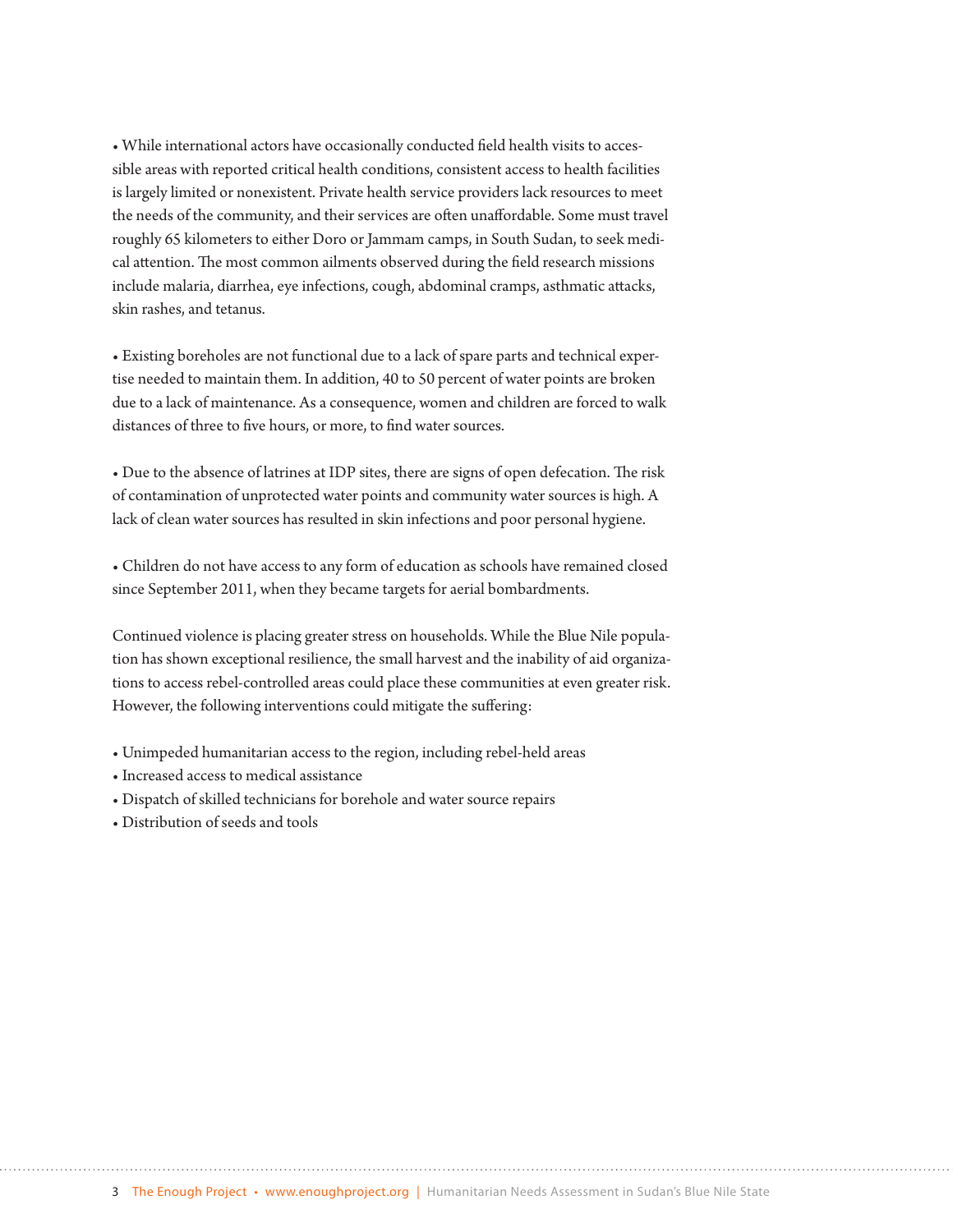- While international actors have occasionally conducted field health visits to accessible areas with reported critical health conditions, consistent access to health facilities is largely limited or nonexistent. Private health service providers lack resources to meet the needs of the community, and their services are often unaffordable. Some must travel roughly 65 kilometers to either Doro or Jammam camps, in South Sudan, to seek medical attention. The most common ailments observed during the field research missions include malaria, diarrhea, eye infections, cough, abdominal cramps, asthmatic attacks, skin rashes, and tetanus.

- Existing boreholes are not functional due to a lack of spare parts and technical expertise needed to maintain them. In addition, 40 to 50 percent of water points are broken due to a lack of maintenance. As a consequence, women and children are forced to walk distances of three to five hours, or more, to find water sources.

- Due to the absence of latrines at IDP sites, there are signs of open defecation. The risk of contamination of unprotected water points and community water sources is high. A lack of clean water sources has resulted in skin infections and poor personal hygiene.

- Children do not have access to any form of education as schools have remained closed since September 2011, when they became targets for aerial bombardments.

Continued violence is placing greater stress on households. While the Blue Nile population has shown exceptional resilience, the small harvest and the inability of aid organizations to access rebel-controlled areas could place these communities at even greater risk. However, the following interventions could mitigate the suffering:

- Unimpeded humanitarian access to the region, including rebel-held areas
- Increased access to medical assistance
- Dispatch of skilled technicians for borehole and water source repairs
- Distribution of seeds and tools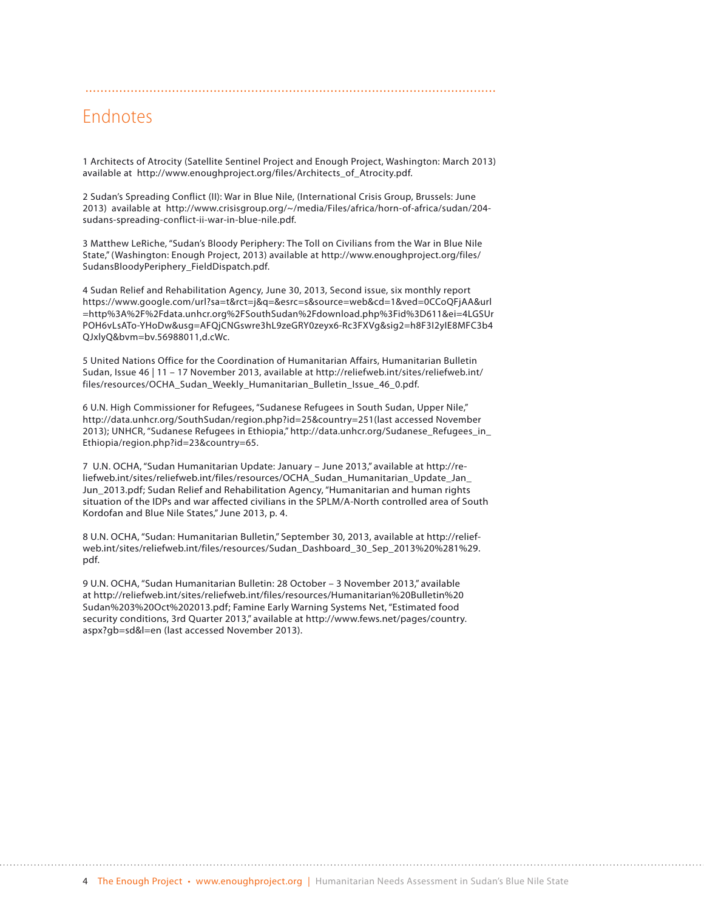## Endnotes

1 Architects of Atrocity (Satellite Sentinel Project and Enough Project, Washington: March 2013) available at http://www.enoughproject.org/files/Architects_of_Atrocity.pdf.

2 Sudan's Spreading Conflict (II): War in Blue Nile, (International Crisis Group, Brussels: June 2013) available at http://www.crisisgroup.org/~/media/Files/africa/horn-of-africa/sudan/204-sudans-spreading-conflict-ii-war-in-blue-nile.pdf.

3 Matthew LeRiche, "Sudan's Bloody Periphery: The Toll on Civilians from the War in Blue Nile State," (Washington: Enough Project, 2013) available at http://www.enoughproject.org/files/SudansBloodyPeriphery_FieldDispatch.pdf.

4 Sudan Relief and Rehabilitation Agency, June 30, 2013, Second issue, six monthly report https://www.google.com/url?sa=t&rct=j&q=&esrc=s&source=web&cd=1&ved=0CCoQFjAA&url=http%3A%2F%2Fdata.unhcr.org%2FSouthSudan%2Fdownload.php%3Fid%3D611&ei=4LGSUrPOH6vLsATo-YHoDw&usg=AFQjCNGswre3hL9zeGRY0zeyx6-Rc3FXVg&sig2=h8F3I2yIE8MFC3b4QJxlyQ&bvm=bv.56988011,d.cWc.

5 United Nations Office for the Coordination of Humanitarian Affairs, Humanitarian Bulletin Sudan, Issue 46 | 11 – 17 November 2013, available at http://reliefweb.int/sites/reliefweb.int/files/resources/OCHA_Sudan_Weekly_Humanitarian_Bulletin_Issue_46_0.pdf.

6 U.N. High Commissioner for Refugees, "Sudanese Refugees in South Sudan, Upper Nile," http://data.unhcr.org/SouthSudan/region.php?id=25&country=251(last accessed November 2013); UNHCR, "Sudanese Refugees in Ethiopia," http://data.unhcr.org/Sudanese_Refugees_in_Ethiopia/region.php?id=23&country=65.

7 U.N. OCHA, "Sudan Humanitarian Update: January – June 2013," available at http://reliefweb.int/sites/reliefweb.int/files/resources/OCHA_Sudan_Humanitarian_Update_Jan_Jun_2013.pdf; Sudan Relief and Rehabilitation Agency, "Humanitarian and human rights situation of the IDPs and war affected civilians in the SPLM/A-North controlled area of South Kordofan and Blue Nile States," June 2013, p. 4.

8 U.N. OCHA, "Sudan: Humanitarian Bulletin," September 30, 2013, available at http://reliefweb.int/sites/reliefweb.int/files/resources/Sudan_Dashboard_30_Sep_2013%20%281%29.pdf.

9 U.N. OCHA, "Sudan Humanitarian Bulletin: 28 October – 3 November 2013," available at http://reliefweb.int/sites/reliefweb.int/files/resources/Humanitarian%20Bulletin%20Sudan%203%20Oct%202013.pdf; Famine Early Warning Systems Net, "Estimated food security conditions, 3rd Quarter 2013," available at http://www.fews.net/pages/country.aspx?gb=sd&l=en (last accessed November 2013).